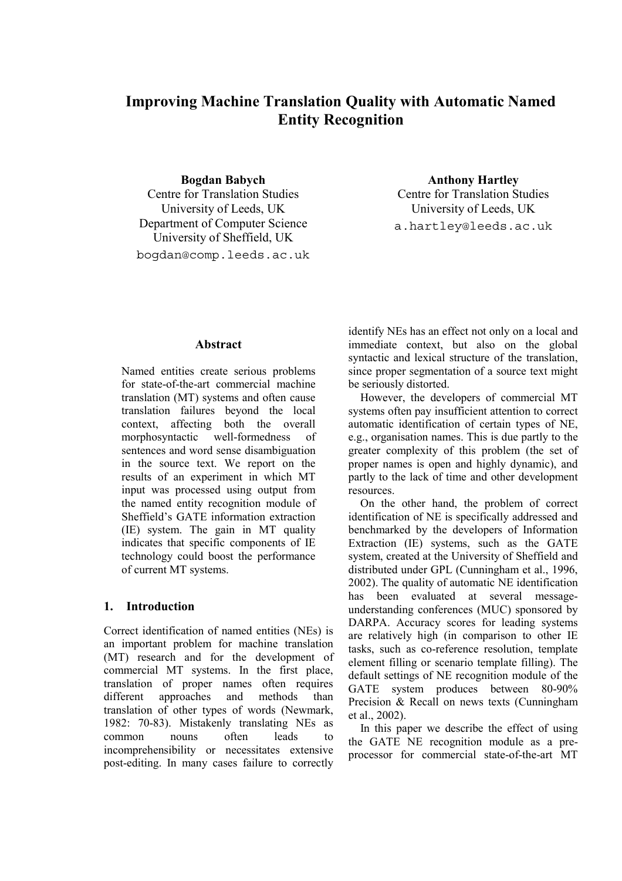# Improving Machine Translation Quality with Automatic Named Entity Recognition

**Bogdan Babych**
Centre for Translation Studies
University of Leeds, UK
Department of Computer Science
University of Sheffield, UK
bogdan@comp.leeds.ac.uk

**Anthony Hartley**
Centre for Translation Studies
University of Leeds, UK
a.hartley@leeds.ac.uk

## Abstract

Named entities create serious problems for state-of-the-art commercial machine translation (MT) systems and often cause translation failures beyond the local context, affecting both the overall morphosyntactic well-formedness of sentences and word sense disambiguation in the source text. We report on the results of an experiment in which MT input was processed using output from the named entity recognition module of Sheffield's GATE information extraction (IE) system. The gain in MT quality indicates that specific components of IE technology could boost the performance of current MT systems.

## 1. Introduction

Correct identification of named entities (NEs) is an important problem for machine translation (MT) research and for the development of commercial MT systems. In the first place, translation of proper names often requires different approaches and methods than translation of other types of words (Newmark, 1982: 70-83). Mistakenly translating NEs as common nouns often leads to incomprehensibility or necessitates extensive post-editing. In many cases failure to correctly identify NEs has an effect not only on a local and immediate context, but also on the global syntactic and lexical structure of the translation, since proper segmentation of a source text might be seriously distorted.

However, the developers of commercial MT systems often pay insufficient attention to correct automatic identification of certain types of NE, e.g., organisation names. This is due partly to the greater complexity of this problem (the set of proper names is open and highly dynamic), and partly to the lack of time and other development resources.

On the other hand, the problem of correct identification of NE is specifically addressed and benchmarked by the developers of Information Extraction (IE) systems, such as the GATE system, created at the University of Sheffield and distributed under GPL (Cunningham et al., 1996, 2002). The quality of automatic NE identification has been evaluated at several message-understanding conferences (MUC) sponsored by DARPA. Accuracy scores for leading systems are relatively high (in comparison to other IE tasks, such as co-reference resolution, template element filling or scenario template filling). The default settings of NE recognition module of the GATE system produces between 80-90% Precision & Recall on news texts (Cunningham et al., 2002).

In this paper we describe the effect of using the GATE NE recognition module as a pre-processor for commercial state-of-the-art MT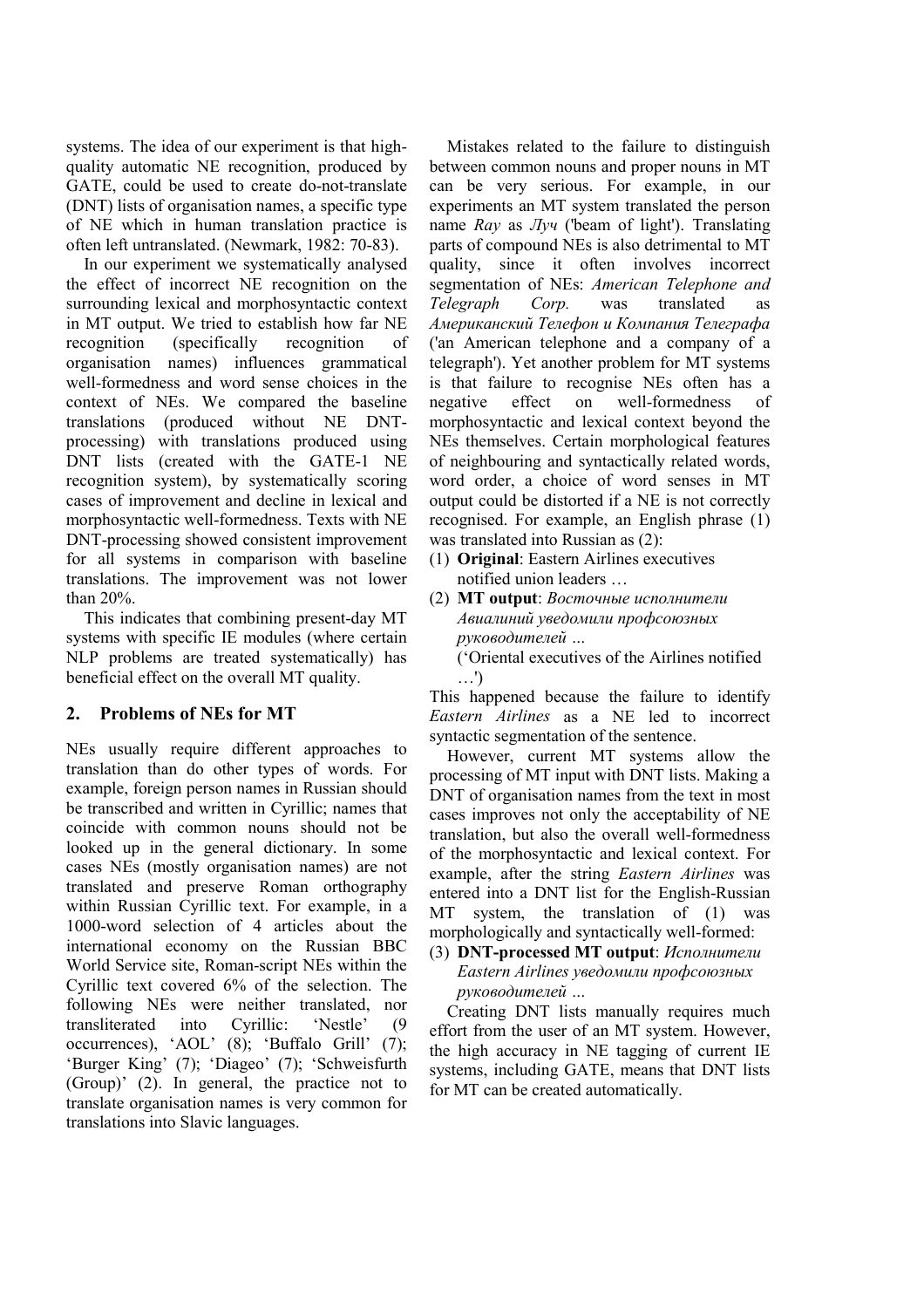systems. The idea of our experiment is that high-quality automatic NE recognition, produced by GATE, could be used to create do-not-translate (DNT) lists of organisation names, a specific type of NE which in human translation practice is often left untranslated. (Newmark, 1982: 70-83).

In our experiment we systematically analysed the effect of incorrect NE recognition on the surrounding lexical and morphosyntactic context in MT output. We tried to establish how far NE recognition (specifically recognition of organisation names) influences grammatical well-formedness and word sense choices in the context of NEs. We compared the baseline translations (produced without NE DNT-processing) with translations produced using DNT lists (created with the GATE-1 NE recognition system), by systematically scoring cases of improvement and decline in lexical and morphosyntactic well-formedness. Texts with NE DNT-processing showed consistent improvement for all systems in comparison with baseline translations. The improvement was not lower than 20%.

This indicates that combining present-day MT systems with specific IE modules (where certain NLP problems are treated systematically) has beneficial effect on the overall MT quality.

## 2. Problems of NEs for MT

NEs usually require different approaches to translation than do other types of words. For example, foreign person names in Russian should be transcribed and written in Cyrillic; names that coincide with common nouns should not be looked up in the general dictionary. In some cases NEs (mostly organisation names) are not translated and preserve Roman orthography within Russian Cyrillic text. For example, in a 1000-word selection of 4 articles about the international economy on the Russian BBC World Service site, Roman-script NEs within the Cyrillic text covered 6% of the selection. The following NEs were neither translated, nor transliterated into Cyrillic: 'Nestle' (9 occurrences), 'AOL' (8); 'Buffalo Grill' (7); 'Burger King' (7); 'Diageo' (7); 'Schweisfurth (Group)' (2). In general, the practice not to translate organisation names is very common for translations into Slavic languages.

Mistakes related to the failure to distinguish between common nouns and proper nouns in MT can be very serious. For example, in our experiments an MT system translated the person name *Ray* as *Луч* ('beam of light'). Translating parts of compound NEs is also detrimental to MT quality, since it often involves incorrect segmentation of NEs: *American Telephone and Telegraph Corp.* was translated as *Американский Телефон и Компания Телеграфа* ('an American telephone and a company of a telegraph'). Yet another problem for MT systems is that failure to recognise NEs often has a negative effect on well-formedness of morphosyntactic and lexical context beyond the NEs themselves. Certain morphological features of neighbouring and syntactically related words, word order, a choice of word senses in MT output could be distorted if a NE is not correctly recognised. For example, an English phrase (1) was translated into Russian as (2):

(1) **Original**: Eastern Airlines executives notified union leaders …

(2) **MT output**: *Восточные исполнители Авиалиний уведомили профсоюзных руководителей …*
('Oriental executives of the Airlines notified …')

This happened because the failure to identify *Eastern Airlines* as a NE led to incorrect syntactic segmentation of the sentence.

However, current MT systems allow the processing of MT input with DNT lists. Making a DNT of organisation names from the text in most cases improves not only the acceptability of NE translation, but also the overall well-formedness of the morphosyntactic and lexical context. For example, after the string *Eastern Airlines* was entered into a DNT list for the English-Russian MT system, the translation of (1) was morphologically and syntactically well-formed:

(3) **DNT-processed MT output**: *Исполнители Eastern Airlines уведомили профсоюзных руководителей …*

Creating DNT lists manually requires much effort from the user of an MT system. However, the high accuracy in NE tagging of current IE systems, including GATE, means that DNT lists for MT can be created automatically.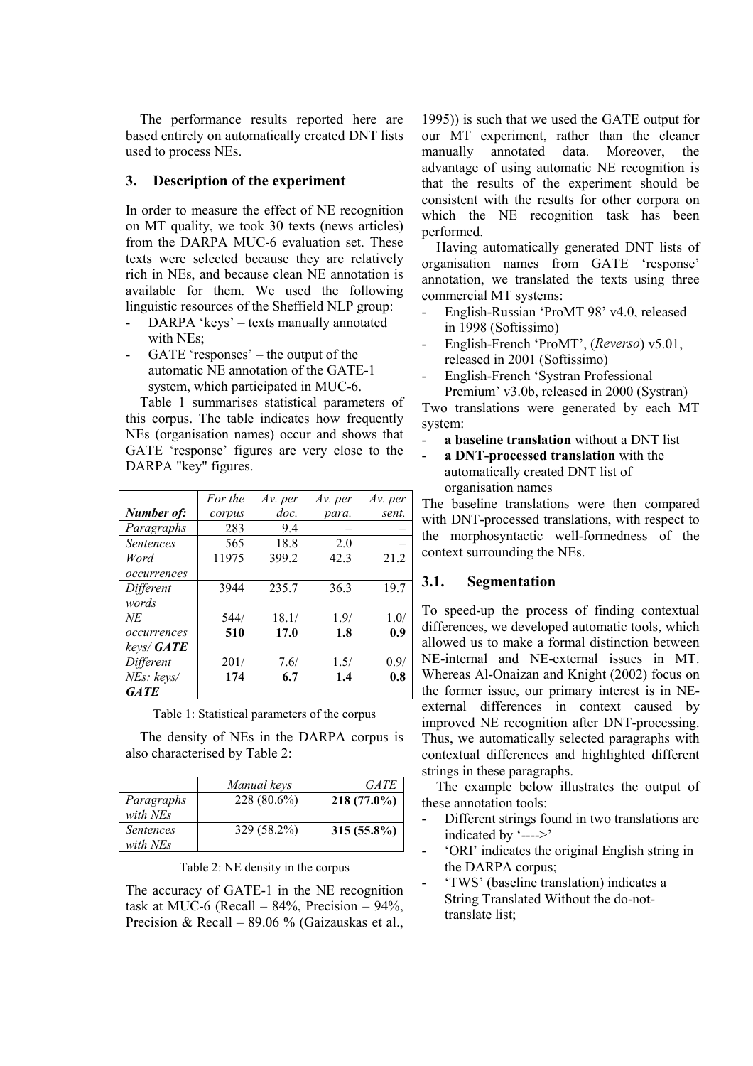The performance results reported here are based entirely on automatically created DNT lists used to process NEs.

## 3. Description of the experiment

In order to measure the effect of NE recognition on MT quality, we took 30 texts (news articles) from the DARPA MUC-6 evaluation set. These texts were selected because they are relatively rich in NEs, and because clean NE annotation is available for them. We used the following linguistic resources of the Sheffield NLP group:

- DARPA 'keys' – texts manually annotated with NEs;
- GATE 'responses' – the output of the automatic NE annotation of the GATE-1 system, which participated in MUC-6.

Table 1 summarises statistical parameters of this corpus. The table indicates how frequently NEs (organisation names) occur and shows that GATE 'response' figures are very close to the DARPA "key" figures.

| ***Number of:*** | *For the corpus* | *Av. per doc.* | *Av. per para.* | *Av. per sent.* |
|---|---|---|---|---|
| *Paragraphs* | 283 | 9.4 | – | – |
| *Sentences* | 565 | 18.8 | 2.0 | – |
| *Word occurrences* | 11975 | 399.2 | 42.3 | 21.2 |
| *Different words* | 3944 | 235.7 | 36.3 | 19.7 |
| *NE occurrences keys/* ***GATE*** | 544/ **510** | 18.1/ **17.0** | 1.9/ **1.8** | 1.0/ **0.9** |
| *Different NEs: keys/* ***GATE*** | 201/ **174** | 7.6/ **6.7** | 1.5/ **1.4** | 0.9/ **0.8** |

Table 1: Statistical parameters of the corpus

The density of NEs in the DARPA corpus is also characterised by Table 2:

| | *Manual keys* | *GATE* |
|---|---|---|
| *Paragraphs with NEs* | 228 (80.6%) | **218 (77.0%)** |
| *Sentences with NEs* | 329 (58.2%) | **315 (55.8%)** |

Table 2: NE density in the corpus

The accuracy of GATE-1 in the NE recognition task at MUC-6 (Recall – 84%, Precision – 94%, Precision & Recall – 89.06 % (Gaizauskas et al., 1995)) is such that we used the GATE output for our MT experiment, rather than the cleaner manually annotated data. Moreover, the advantage of using automatic NE recognition is that the results of the experiment should be consistent with the results for other corpora on which the NE recognition task has been performed.

Having automatically generated DNT lists of organisation names from GATE 'response' annotation, we translated the texts using three commercial MT systems:

- English-Russian 'ProMT 98' v4.0, released in 1998 (Softissimo)
- English-French 'ProMT', (*Reverso*) v5.01, released in 2001 (Softissimo)
- English-French 'Systran Professional Premium' v3.0b, released in 2000 (Systran)

Two translations were generated by each MT system:

- **a baseline translation** without a DNT list
- **a DNT-processed translation** with the automatically created DNT list of organisation names

The baseline translations were then compared with DNT-processed translations, with respect to the morphosyntactic well-formedness of the context surrounding the NEs.

### 3.1. Segmentation

To speed-up the process of finding contextual differences, we developed automatic tools, which allowed us to make a formal distinction between NE-internal and NE-external issues in MT. Whereas Al-Onaizan and Knight (2002) focus on the former issue, our primary interest is in NE-external differences in context caused by improved NE recognition after DNT-processing. Thus, we automatically selected paragraphs with contextual differences and highlighted different strings in these paragraphs.

The example below illustrates the output of these annotation tools:

- Different strings found in two translations are indicated by '---->'
- 'ORI' indicates the original English string in the DARPA corpus;
- 'TWS' (baseline translation) indicates a String Translated Without the do-not-translate list;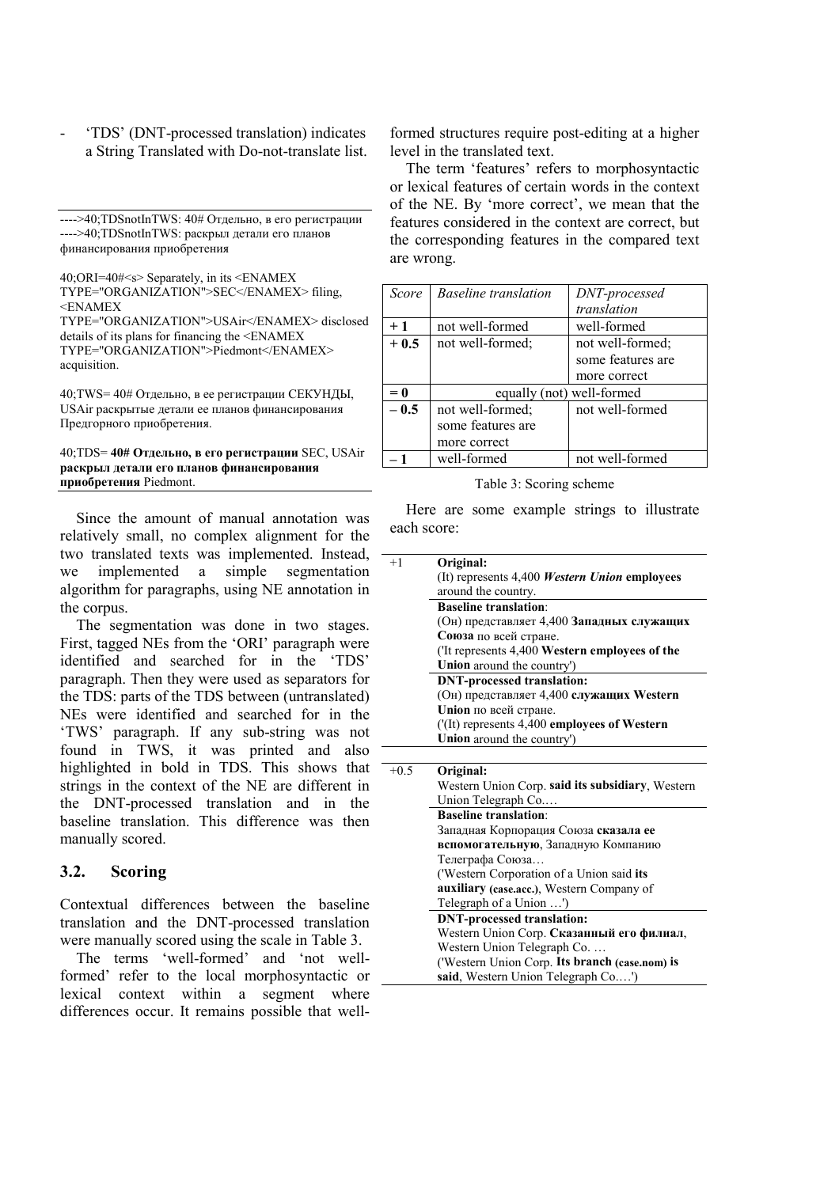- 'TDS' (DNT-processed translation) indicates a String Translated with Do-not-translate list.

---

---->40;TDSnotInTWS: 40# Отдельно, в его регистрации
---->40;TDSnotInTWS: раскрыл детали его планов финансирования приобретения

40;ORI=40#<s> Separately, in its <ENAMEX TYPE="ORGANIZATION">SEC</ENAMEX> filing, <ENAMEX TYPE="ORGANIZATION">USAir</ENAMEX> disclosed details of its plans for financing the <ENAMEX TYPE="ORGANIZATION">Piedmont</ENAMEX> acquisition.

40;TWS= 40# Отдельно, в ее регистрации СЕКУНДЫ, USAir раскрытые детали ее планов финансирования Предгорного приобретения.

40;TDS= **40# Отдельно, в его регистрации** SEC, USAir **раскрыл детали его планов финансирования приобретения** Piedmont.

---

Since the amount of manual annotation was relatively small, no complex alignment for the two translated texts was implemented. Instead, we implemented a simple segmentation algorithm for paragraphs, using NE annotation in the corpus.

The segmentation was done in two stages. First, tagged NEs from the 'ORI' paragraph were identified and searched for in the 'TDS' paragraph. Then they were used as separators for the TDS: parts of the TDS between (untranslated) NEs were identified and searched for in the 'TWS' paragraph. If any sub-string was not found in TWS, it was printed and also highlighted in bold in TDS. This shows that strings in the context of the NE are different in the DNT-processed translation and in the baseline translation. This difference was then manually scored.

## 3.2. Scoring

Contextual differences between the baseline translation and the DNT-processed translation were manually scored using the scale in Table 3.

The terms 'well-formed' and 'not well-formed' refer to the local morphosyntactic or lexical context within a segment where differences occur. It remains possible that well-formed structures require post-editing at a higher level in the translated text.

The term 'features' refers to morphosyntactic or lexical features of certain words in the context of the NE. By 'more correct', we mean that the features considered in the context are correct, but the corresponding features in the compared text are wrong.

| *Score* | *Baseline translation* | *DNT-processed translation* |
|---|---|---|
| **+ 1** | not well-formed | well-formed |
| **+ 0.5** | not well-formed; | not well-formed; some features are more correct |
| **= 0** | equally (not) well-formed | |
| **– 0.5** | not well-formed; some features are more correct | not well-formed |
| **– 1** | well-formed | not well-formed |

Table 3: Scoring scheme

Here are some example strings to illustrate each score:

| | |
|---|---|
| +1 | **Original:**<br>(It) represents 4,400 ***Western Union*** **employees** around the country. |
| | **Baseline translation**:<br>(Он) представляет 4,400 **Западных служащих Союза** по всей стране.<br>('It represents 4,400 **Western employees of the Union** around the country') |
| | **DNT-processed translation:**<br>(Он) представляет 4,400 **служащих Western Union** по всей стране.<br>('(It) represents 4,400 **employees of Western Union** around the country') |
| +0.5 | **Original:**<br>Western Union Corp. **said its subsidiary**, Western Union Telegraph Co.… |
| | **Baseline translation**:<br>Западная Корпорация Союза **сказала ее вспомогательную**, Западную Компанию Телеграфа Союза…<br>('Western Corporation of a Union said **its auxiliary (case.acc.)**, Western Company of Telegraph of a Union …') |
| | **DNT-processed translation:**<br>Western Union Corp. **Сказанный его филиал**, Western Union Telegraph Co. …<br>('Western Union Corp. **Its branch (case.nom) is said**, Western Union Telegraph Co.…') |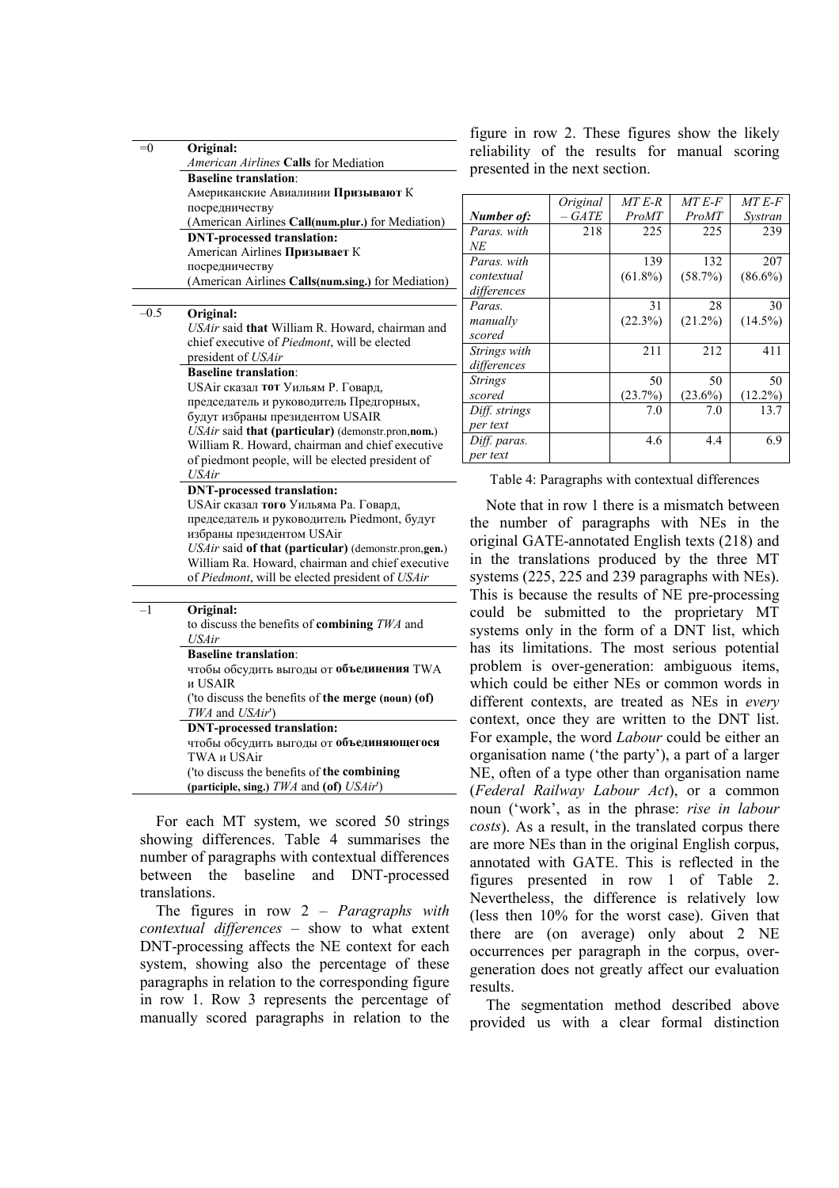| | |
|---|---|
| =0 | **Original:** *American Airlines* **Calls** for Mediation |
| | **Baseline translation**: Американские Авиалинии **Призывают** К посредничеству (American Airlines **Call(num.plur.)** for Mediation) |
| | **DNT-processed translation:** American Airlines **Призывает** К посредничеству (American Airlines **Calls(num.sing.)** for Mediation) |
| –0.5 | **Original:** *USAir* said **that** William R. Howard, chairman and chief executive of *Piedmont*, will be elected president of *USAir* |
| | **Baseline translation**: USAir сказал **тот** Уильям Р. Говард, председатель и руководитель Предгорных, будут избраны президентом USAIR *USAir* said **that (particular)** (demonstr.pron,**nom.**) William R. Howard, chairman and chief executive of piedmont people, will be elected president of *USAir* |
| | **DNT-processed translation:** USAir сказал **того** Уильяма Ра. Говард, председатель и руководитель Piedmont, будут избраны президентом USAir *USAir* said **of that (particular)** (demonstr.pron,**gen.**) William Ra. Howard, chairman and chief executive of *Piedmont*, will be elected president of *USAir* |
| –1 | **Original:** to discuss the benefits of **combining** *TWA* and *USAir* |
| | **Baseline translation**: чтобы обсудить выгоды от **объединения** TWA и USAIR ('to discuss the benefits of **the merge (noun) (of)** *TWA* and *USAir*') |
| | **DNT-processed translation:** чтобы обсудить выгоды от **объединяющегося** TWA и USAir ('to discuss the benefits of **the combining (participle, sing.)** *TWA* and **(of)** *USAir*') |

For each MT system, we scored 50 strings showing differences. Table 4 summarises the number of paragraphs with contextual differences between the baseline and DNT-processed translations.

The figures in row 2 – *Paragraphs with contextual differences* – show to what extent DNT-processing affects the NE context for each system, showing also the percentage of these paragraphs in relation to the corresponding figure in row 1. Row 3 represents the percentage of manually scored paragraphs in relation to the figure in row 2. These figures show the likely reliability of the results for manual scoring presented in the next section.

| ***Number of:*** | *Original – GATE* | *MT E-R ProMT* | *MT E-F ProMT* | *MT E-F Systran* |
|---|---|---|---|---|
| *Paras. with NE* | 218 | 225 | 225 | 239 |
| *Paras. with contextual differences* | | 139 (61.8%) | 132 (58.7%) | 207 (86.6%) |
| *Paras. manually scored* | | 31 (22.3%) | 28 (21.2%) | 30 (14.5%) |
| *Strings with differences* | | 211 | 212 | 411 |
| *Strings scored* | | 50 (23.7%) | 50 (23.6%) | 50 (12.2%) |
| *Diff. strings per text* | | 7.0 | 7.0 | 13.7 |
| *Diff. paras. per text* | | 4.6 | 4.4 | 6.9 |

Table 4: Paragraphs with contextual differences

Note that in row 1 there is a mismatch between the number of paragraphs with NEs in the original GATE-annotated English texts (218) and in the translations produced by the three MT systems (225, 225 and 239 paragraphs with NEs). This is because the results of NE pre-processing could be submitted to the proprietary MT systems only in the form of a DNT list, which has its limitations. The most serious potential problem is over-generation: ambiguous items, which could be either NEs or common words in different contexts, are treated as NEs in *every* context, once they are written to the DNT list. For example, the word *Labour* could be either an organisation name ('the party'), a part of a larger NE, often of a type other than organisation name (*Federal Railway Labour Act*), or a common noun ('work', as in the phrase: *rise in labour costs*). As a result, in the translated corpus there are more NEs than in the original English corpus, annotated with GATE. This is reflected in the figures presented in row 1 of Table 2. Nevertheless, the difference is relatively low (less then 10% for the worst case). Given that there are (on average) only about 2 NE occurrences per paragraph in the corpus, over-generation does not greatly affect our evaluation results.

The segmentation method described above provided us with a clear formal distinction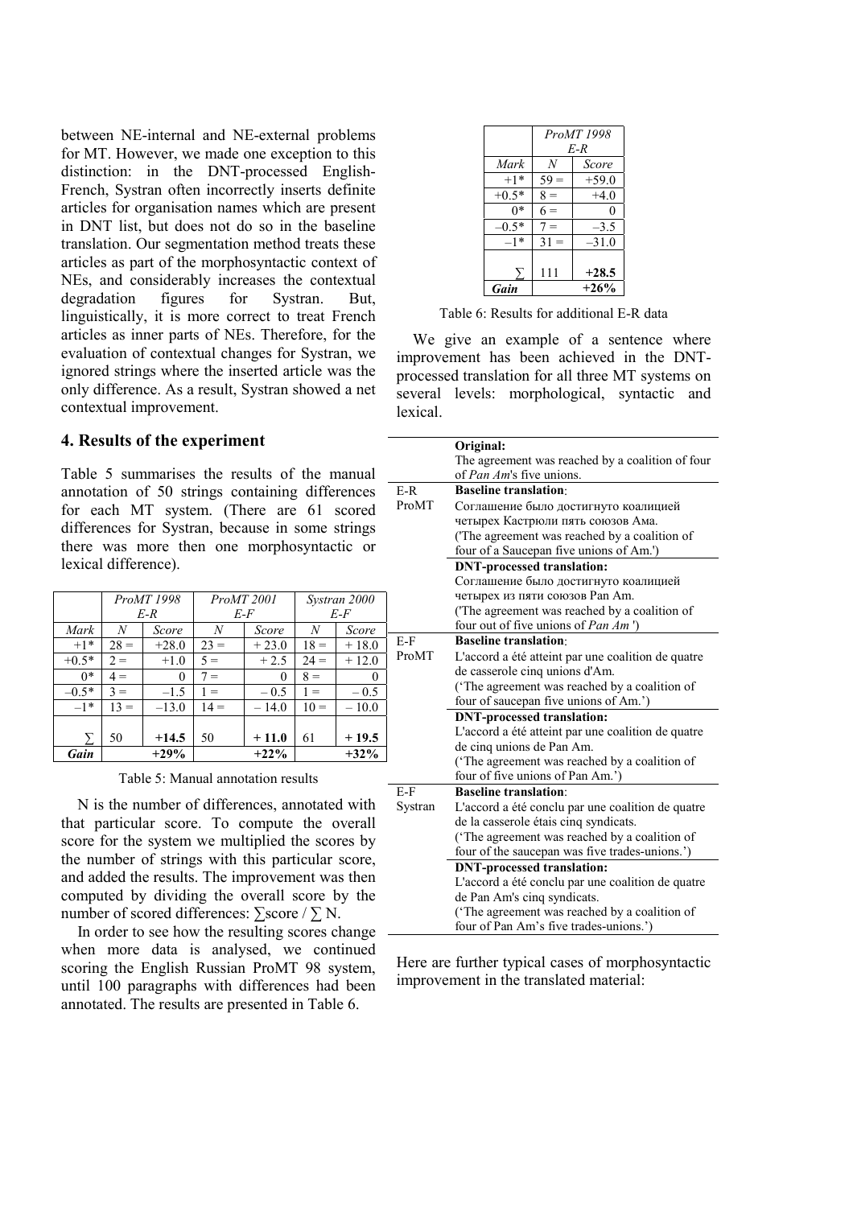between NE-internal and NE-external problems for MT. However, we made one exception to this distinction: in the DNT-processed English-French, Systran often incorrectly inserts definite articles for organisation names which are present in DNT list, but does not do so in the baseline translation. Our segmentation method treats these articles as part of the morphosyntactic context of NEs, and considerably increases the contextual degradation figures for Systran. But, linguistically, it is more correct to treat French articles as inner parts of NEs. Therefore, for the evaluation of contextual changes for Systran, we ignored strings where the inserted article was the only difference. As a result, Systran showed a net contextual improvement.

## 4. Results of the experiment

Table 5 summarises the results of the manual annotation of 50 strings containing differences for each MT system. (There are 61 scored differences for Systran, because in some strings there was more then one morphosyntactic or lexical difference).

| | *ProMT 1998 E-R* | | *ProMT 2001 E-F* | | *Systran 2000 E-F* | |
|---|---|---|---|---|---|---|
| *Mark* | *N* | *Score* | *N* | *Score* | *N* | *Score* |
| +1* | 28 = | +28.0 | 23 = | + 23.0 | 18 = | + 18.0 |
| +0.5* | 2 = | +1.0 | 5 = | + 2.5 | 24 = | + 12.0 |
| 0* | 4 = | 0 | 7 = | 0 | 8 = | 0 |
| –0.5* | 3 = | –1.5 | 1 = | – 0.5 | 1 = | – 0.5 |
| –1* | 13 = | –13.0 | 14 = | – 14.0 | 10 = | – 10.0 |
| ∑ | 50 | **+14.5** | 50 | **+ 11.0** | 61 | **+ 19.5** |
| ***Gain*** | | **+29%** | | **+22%** | | **+32%** |

Table 5: Manual annotation results

N is the number of differences, annotated with that particular score. To compute the overall score for the system we multiplied the scores by the number of strings with this particular score, and added the results. The improvement was then computed by dividing the overall score by the number of scored differences: ∑score / ∑ N.

In order to see how the resulting scores change when more data is analysed, we continued scoring the English Russian ProMT 98 system, until 100 paragraphs with differences had been annotated. The results are presented in Table 6.

| | *ProMT 1998 E-R* | |
|---|---|---|
| *Mark* | *N* | *Score* |
| +1* | 59 = | +59.0 |
| +0.5* | 8 = | +4.0 |
| 0* | 6 = | 0 |
| –0.5* | 7 = | –3.5 |
| –1* | 31 = | –31.0 |
| ∑ | 111 | **+28.5** |
| ***Gain*** | | **+26%** |

Table 6: Results for additional E-R data

We give an example of a sentence where improvement has been achieved in the DNT-processed translation for all three MT systems on several levels: morphological, syntactic and lexical.

| | |
|---|---|
| | **Original:** The agreement was reached by a coalition of four of *Pan Am*'s five unions. |
| E-R ProMT | **Baseline translation**: Соглашение было достигнуто коалицией четырех Кастрюли пять союзов Ама. ('The agreement was reached by a coalition of four of a Saucepan five unions of Am.') |
| | **DNT-processed translation:** Соглашение было достигнуто коалицией четырех из пяти союзов Pan Am. ('The agreement was reached by a coalition of four out of five unions of *Pan Am* ') |
| E-F ProMT | **Baseline translation**: L'accord a été atteint par une coalition de quatre de casserole cinq unions d'Am. ('The agreement was reached by a coalition of four of saucepan five unions of Am.') |
| | **DNT-processed translation:** L'accord a été atteint par une coalition de quatre de cinq unions de Pan Am. ('The agreement was reached by a coalition of four of five unions of Pan Am.') |
| E-F Systran | **Baseline translation**: L'accord a été conclu par une coalition de quatre de la casserole étais cinq syndicats. ('The agreement was reached by a coalition of four of the saucepan was five trades-unions.') |
| | **DNT-processed translation:** L'accord a été conclu par une coalition de quatre de Pan Am's cinq syndicats. ('The agreement was reached by a coalition of four of Pan Am's five trades-unions.') |

Here are further typical cases of morphosyntactic improvement in the translated material: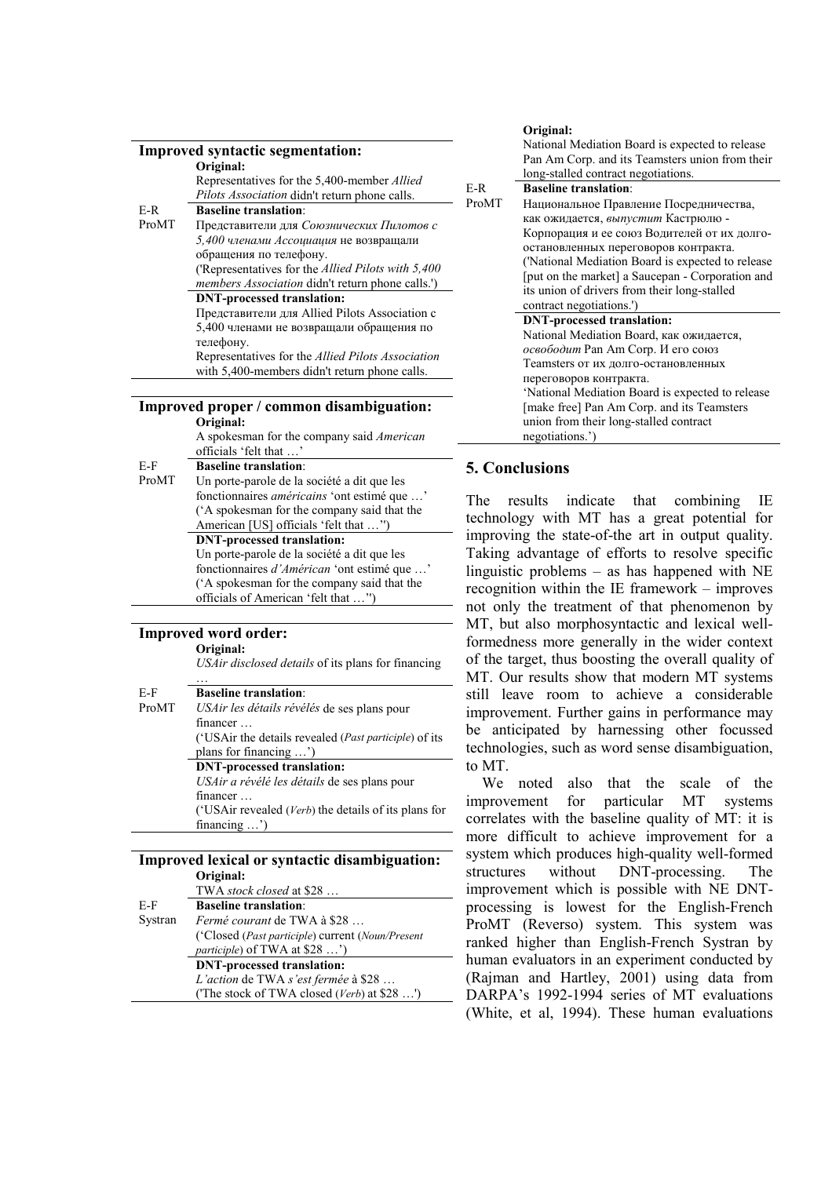**Improved syntactic segmentation:**

| | |
|---|---|
| | **Original:**<br>Representatives for the 5,400-member *Allied Pilots Association* didn't return phone calls. |
| E-R<br>ProMT | **Baseline translation**:<br>Представители для *Союзнических Пилотов с 5,400 членами Ассоциация* не возвращали обращения по телефону.<br>('Representatives for the *Allied Pilots with 5,400 members Association* didn't return phone calls.') |
| | **DNT-processed translation:**<br>Представители для Allied Pilots Association с 5,400 членами не возвращали обращения по телефону.<br>Representatives for the *Allied Pilots Association* with 5,400-members didn't return phone calls. |

**Improved proper / common disambiguation:**

| | |
|---|---|
| | **Original:**<br>A spokesman for the company said *American* officials 'felt that …' |
| E-F<br>ProMT | **Baseline translation**:<br>Un porte-parole de la société a dit que les fonctionnaires *américains* 'ont estimé que …'<br>('A spokesman for the company said that the American [US] officials 'felt that …'') |
| | **DNT-processed translation:**<br>Un porte-parole de la société a dit que les fonctionnaires *d'Américan* 'ont estimé que …'<br>('A spokesman for the company said that the officials of American 'felt that …'') |

**Improved word order:**

| | |
|---|---|
| | **Original:**<br>*USAir disclosed details* of its plans for financing … |
| E-F<br>ProMT | **Baseline translation**:<br>*USAir les détails révélés* de ses plans pour financer …<br>('USAir the details revealed (*Past participle*) of its plans for financing …') |
| | **DNT-processed translation:**<br>*USAir a révélé les détails* de ses plans pour financer …<br>('USAir revealed (*Verb*) the details of its plans for financing …') |

**Improved lexical or syntactic disambiguation:**

| | |
|---|---|
| | **Original:**<br>TWA *stock closed* at $28 … |
| E-F<br>Systran | **Baseline translation**:<br>*Fermé courant* de TWA à $28 …<br>('Closed (*Past participle*) current (*Noun/Present participle*) of TWA at $28 …') |
| | **DNT-processed translation:**<br>*L'action* de TWA *s'est fermée* à $28 …<br>('The stock of TWA closed (*Verb*) at $28 …') |

| | |
|---|---|
| | **Original:**<br>National Mediation Board is expected to release Pan Am Corp. and its Teamsters union from their long-stalled contract negotiations. |
| E-R<br>ProMT | **Baseline translation**:<br>Национальное Правление Посредничества, как ожидается, *выпустит* Кастрюлю - Корпорация и ее союз Водителей от их долго-остановленных переговоров контракта.<br>('National Mediation Board is expected to release [put on the market] a Saucepan - Corporation and its union of drivers from their long-stalled contract negotiations.') |
| | **DNT-processed translation:**<br>National Mediation Board, как ожидается, *освободит* Pan Am Corp. И его союз Teamsters от их долго-остановленных переговоров контракта.<br>'National Mediation Board is expected to release [make free] Pan Am Corp. and its Teamsters union from their long-stalled contract negotiations.') |

## 5. Conclusions

The results indicate that combining IE technology with MT has a great potential for improving the state-of-the art in output quality. Taking advantage of efforts to resolve specific linguistic problems – as has happened with NE recognition within the IE framework – improves not only the treatment of that phenomenon by MT, but also morphosyntactic and lexical well-formedness more generally in the wider context of the target, thus boosting the overall quality of MT. Our results show that modern MT systems still leave room to achieve a considerable improvement. Further gains in performance may be anticipated by harnessing other focussed technologies, such as word sense disambiguation, to MT.

We noted also that the scale of the improvement for particular MT systems correlates with the baseline quality of MT: it is more difficult to achieve improvement for a system which produces high-quality well-formed structures without DNT-processing. The improvement which is possible with NE DNT-processing is lowest for the English-French ProMT (Reverso) system. This system was ranked higher than English-French Systran by human evaluators in an experiment conducted by (Rajman and Hartley, 2001) using data from DARPA's 1992-1994 series of MT evaluations (White, et al, 1994). These human evaluations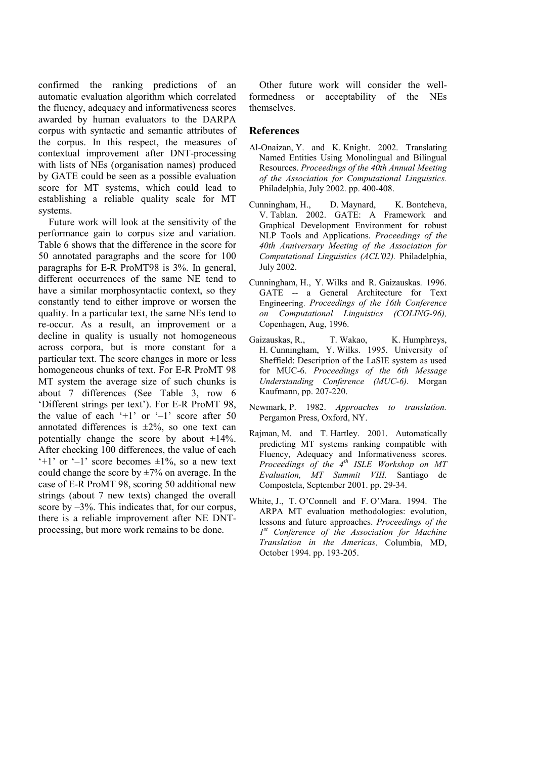confirmed the ranking predictions of an automatic evaluation algorithm which correlated the fluency, adequacy and informativeness scores awarded by human evaluators to the DARPA corpus with syntactic and semantic attributes of the corpus. In this respect, the measures of contextual improvement after DNT-processing with lists of NEs (organisation names) produced by GATE could be seen as a possible evaluation score for MT systems, which could lead to establishing a reliable quality scale for MT systems.

Future work will look at the sensitivity of the performance gain to corpus size and variation. Table 6 shows that the difference in the score for 50 annotated paragraphs and the score for 100 paragraphs for E-R ProMT98 is 3%. In general, different occurrences of the same NE tend to have a similar morphosyntactic context, so they constantly tend to either improve or worsen the quality. In a particular text, the same NEs tend to re-occur. As a result, an improvement or a decline in quality is usually not homogeneous across corpora, but is more constant for a particular text. The score changes in more or less homogeneous chunks of text. For E-R ProMT 98 MT system the average size of such chunks is about 7 differences (See Table 3, row 6 'Different strings per text'). For E-R ProMT 98, the value of each '+1' or '–1' score after 50 annotated differences is ±2%, so one text can potentially change the score by about ±14%. After checking 100 differences, the value of each '+1' or '–1' score becomes ±1%, so a new text could change the score by ±7% on average. In the case of E-R ProMT 98, scoring 50 additional new strings (about 7 new texts) changed the overall score by –3%. This indicates that, for our corpus, there is a reliable improvement after NE DNT-processing, but more work remains to be done.

Other future work will consider the well-formedness or acceptability of the NEs themselves.

## References

Al-Onaizan, Y. and K. Knight. 2002. Translating Named Entities Using Monolingual and Bilingual Resources. *Proceedings of the 40th Annual Meeting of the Association for Computational Linguistics.* Philadelphia, July 2002. pp. 400-408.

Cunningham, H., D. Maynard, K. Bontcheva, V. Tablan. 2002. GATE: A Framework and Graphical Development Environment for robust NLP Tools and Applications. *Proceedings of the 40th Anniversary Meeting of the Association for Computational Linguistics (ACL'02).* Philadelphia, July 2002.

Cunningham, H., Y. Wilks and R. Gaizauskas. 1996. GATE -- a General Architecture for Text Engineering. *Proceedings of the 16th Conference on Computational Linguistics (COLING-96),* Copenhagen, Aug, 1996.

Gaizauskas, R., T. Wakao, K. Humphreys, H. Cunningham, Y. Wilks. 1995. University of Sheffield: Description of the LaSIE system as used for MUC-6. *Proceedings of the 6th Message Understanding Conference (MUC-6).* Morgan Kaufmann, pp. 207-220.

Newmark, P. 1982. *Approaches to translation.* Pergamon Press, Oxford, NY.

Rajman, M. and T. Hartley. 2001. Automatically predicting MT systems ranking compatible with Fluency, Adequacy and Informativeness scores. *Proceedings of the 4th ISLE Workshop on MT Evaluation, MT Summit VIII.* Santiago de Compostela, September 2001. pp. 29-34.

White, J., T. O'Connell and F. O'Mara. 1994. The ARPA MT evaluation methodologies: evolution, lessons and future approaches. *Proceedings of the 1st Conference of the Association for Machine Translation in the Americas*. Columbia, MD, October 1994. pp. 193-205.